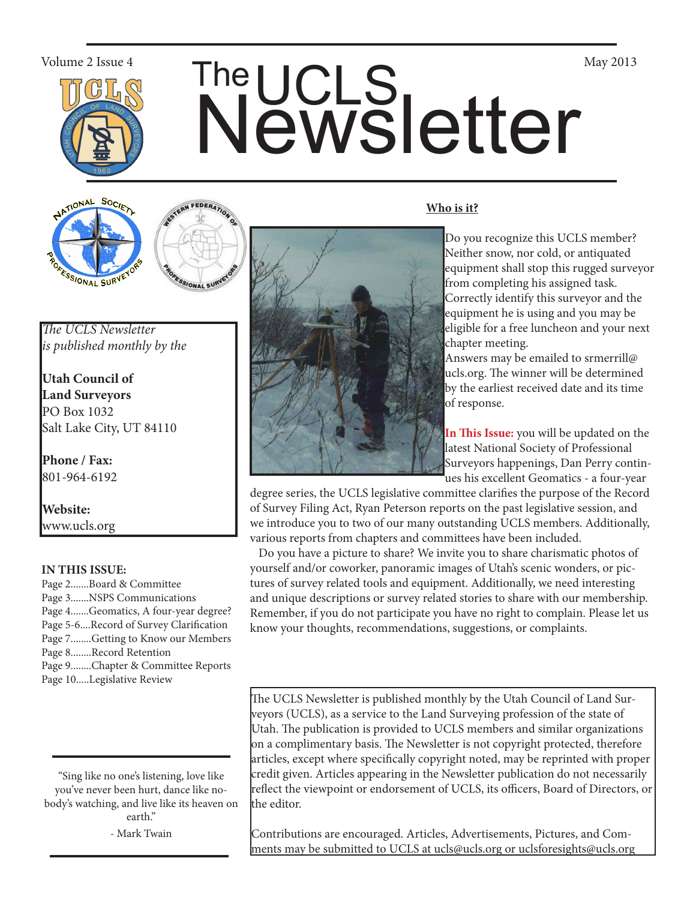Volume 2 Issue 4

# The UCLS Newsletter

May 2013

*The UCLS Newsletter is published monthly by the*

**Utah Council of Land Surveyors**
PO Box 1032
Salt Lake City, UT 84110

**Phone / Fax:**
801-964-6192

**Website:**
www.ucls.org

**IN THIS ISSUE:**

- Page 2.......Board & Committee
- Page 3.......NSPS Communications
- Page 4.......Geomatics, A four-year degree?
- Page 5-6....Record of Survey Clarification
- Page 7........Getting to Know our Members
- Page 8........Record Retention
- Page 9........Chapter & Committee Reports
- Page 10.....Legislative Review

"Sing like no one's listening, love like you've never been hurt, dance like nobody's watching, and live like its heaven on earth."

- Mark Twain

## Who is it?

Do you recognize this UCLS member? Neither snow, nor cold, or antiquated equipment shall stop this rugged surveyor from completing his assigned task. Correctly identify this surveyor and the equipment he is using and you may be eligible for a free luncheon and your next chapter meeting.
Answers may be emailed to srmerrill@ucls.org. The winner will be determined by the earliest received date and its time of response.

**In This Issue:** you will be updated on the latest National Society of Professional Surveyors happenings, Dan Perry continues his excellent Geomatics - a four-year degree series, the UCLS legislative committee clarifies the purpose of the Record of Survey Filing Act, Ryan Peterson reports on the past legislative session, and we introduce you to two of our many outstanding UCLS members. Additionally, various reports from chapters and committees have been included.

Do you have a picture to share? We invite you to share charismatic photos of yourself and/or coworker, panoramic images of Utah's scenic wonders, or pictures of survey related tools and equipment. Additionally, we need interesting and unique descriptions or survey related stories to share with our membership. Remember, if you do not participate you have no right to complain. Please let us know your thoughts, recommendations, suggestions, or complaints.

The UCLS Newsletter is published monthly by the Utah Council of Land Surveyors (UCLS), as a service to the Land Surveying profession of the state of Utah. The publication is provided to UCLS members and similar organizations on a complimentary basis. The Newsletter is not copyright protected, therefore articles, except where specifically copyright noted, may be reprinted with proper credit given. Articles appearing in the Newsletter publication do not necessarily reflect the viewpoint or endorsement of UCLS, its officers, Board of Directors, or the editor.

Contributions are encouraged. Articles, Advertisements, Pictures, and Comments may be submitted to UCLS at ucls@ucls.org or uclsforesights@ucls.org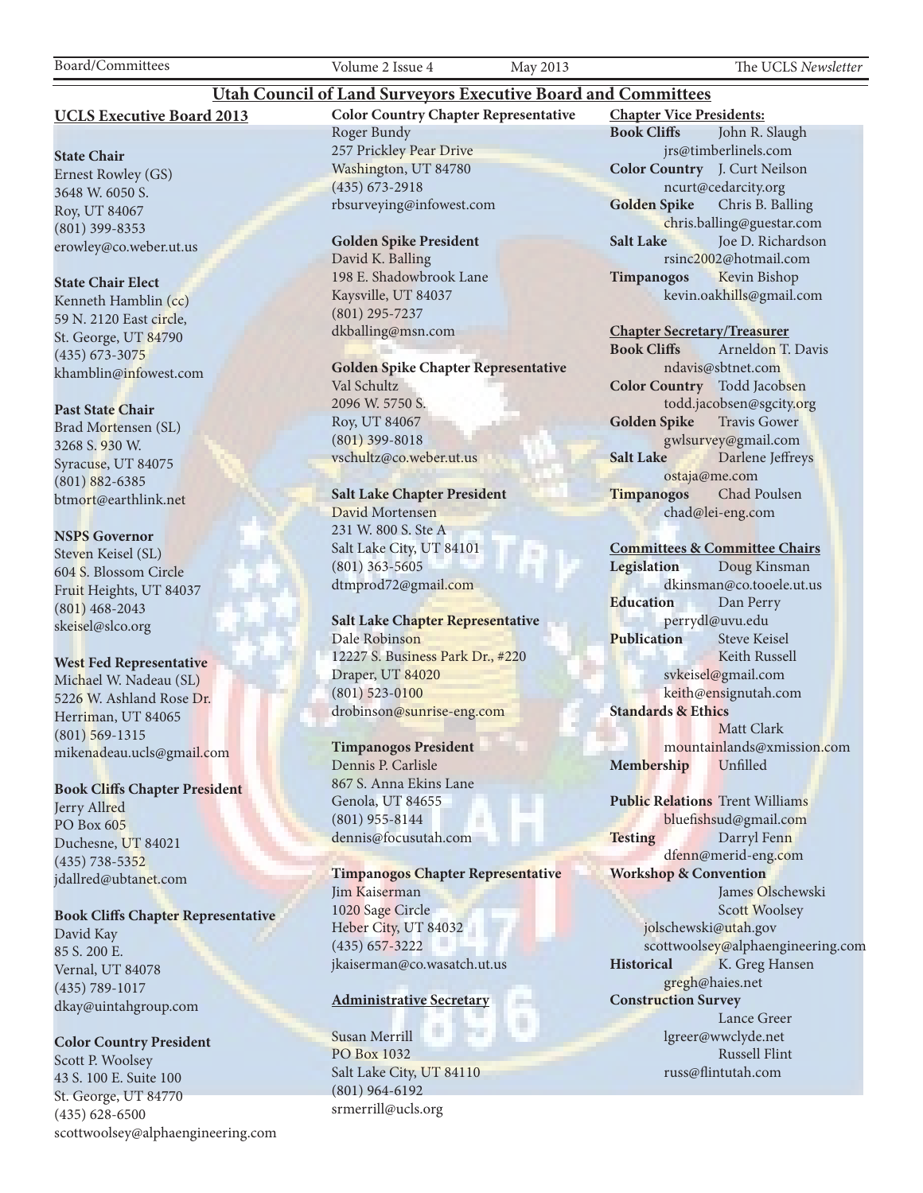# Utah Council of Land Surveyors Executive Board and Committees

## UCLS Executive Board 2013

**State Chair**
Ernest Rowley (GS)
3648 W. 6050 S.
Roy, UT 84067
(801) 399-8353
erowley@co.weber.ut.us

**State Chair Elect**
Kenneth Hamblin (cc)
59 N. 2120 East circle,
St. George, UT 84790
(435) 673-3075
khamblin@infowest.com

**Past State Chair**
Brad Mortensen (SL)
3268 S. 930 W.
Syracuse, UT 84075
(801) 882-6385
btmort@earthlink.net

**NSPS Governor**
Steven Keisel (SL)
604 S. Blossom Circle
Fruit Heights, UT 84037
(801) 468-2043
skeisel@slco.org

**West Fed Representative**
Michael W. Nadeau (SL)
5226 W. Ashland Rose Dr.
Herriman, UT 84065
(801) 569-1315
mikenadeau.ucls@gmail.com

**Book Cliffs Chapter President**
Jerry Allred
PO Box 605
Duchesne, UT 84021
(435) 738-5352
jdallred@ubtanet.com

**Book Cliffs Chapter Representative**
David Kay
85 S. 200 E.
Vernal, UT 84078
(435) 789-1017
dkay@uintahgroup.com

**Color Country President**
Scott P. Woolsey
43 S. 100 E. Suite 100
St. George, UT 84770
(435) 628-6500
scottwoolsey@alphaengineering.com

**Color Country Chapter Representative**
Roger Bundy
257 Prickley Pear Drive
Washington, UT 84780
(435) 673-2918
rbsurveying@infowest.com

**Golden Spike President**
David K. Balling
198 E. Shadowbrook Lane
Kaysville, UT 84037
(801) 295-7237
dkballing@msn.com

**Golden Spike Chapter Representative**
Val Schultz
2096 W. 5750 S.
Roy, UT 84067
(801) 399-8018
vschultz@co.weber.ut.us

**Salt Lake Chapter President**
David Mortensen
231 W. 800 S. Ste A
Salt Lake City, UT 84101
(801) 363-5605
dtmprod72@gmail.com

**Salt Lake Chapter Representative**
Dale Robinson
12227 S. Business Park Dr., #220
Draper, UT 84020
(801) 523-0100
drobinson@sunrise-eng.com

**Timpanogos President**
Dennis P. Carlisle
867 S. Anna Ekins Lane
Genola, UT 84655
(801) 955-8144
dennis@focusutah.com

**Timpanogos Chapter Representative**
Jim Kaiserman
1020 Sage Circle
Heber City, UT 84032
(435) 657-3222
jkaiserman@co.wasatch.ut.us

**Administrative Secretary**

Susan Merrill
PO Box 1032
Salt Lake City, UT 84110
(801) 964-6192
srmerrill@ucls.org

**Chapter Vice Presidents:**

**Book Cliffs** John R. Slaugh
jrs@timberlinels.com
**Color Country** J. Curt Neilson
ncurt@cedarcity.org
**Golden Spike** Chris B. Balling
chris.balling@guestar.com
**Salt Lake** Joe D. Richardson
rsinc2002@hotmail.com
**Timpanogos** Kevin Bishop
kevin.oakhills@gmail.com

**Chapter Secretary/Treasurer**

**Book Cliffs** Arneldon T. Davis
ndavis@sbtnet.com
**Color Country** Todd Jacobsen
todd.jacobsen@sgcity.org
**Golden Spike** Travis Gower
gwlsurvey@gmail.com
**Salt Lake** Darlene Jeffreys
ostaja@me.com
**Timpanogos** Chad Poulsen
chad@lei-eng.com

**Committees & Committee Chairs**

**Legislation** Doug Kinsman
dkinsman@co.tooele.ut.us
**Education** Dan Perry
perrydl@uvu.edu
**Publication** Steve Keisel
Keith Russell
svkeisel@gmail.com
keith@ensignutah.com
**Standards & Ethics**
Matt Clark
mountainlands@xmission.com
**Membership** Unfilled

**Public Relations** Trent Williams
bluefishsud@gmail.com
**Testing** Darryl Fenn
dfenn@merid-eng.com
**Workshop & Convention**
James Olschewski
Scott Woolsey
jolschewski@utah.gov
scottwoolsey@alphaengineering.com
**Historical** K. Greg Hansen
gregh@haies.net
**Construction Survey**
Lance Greer
lgreer@wwclyde.net
Russell Flint
russ@flintutah.com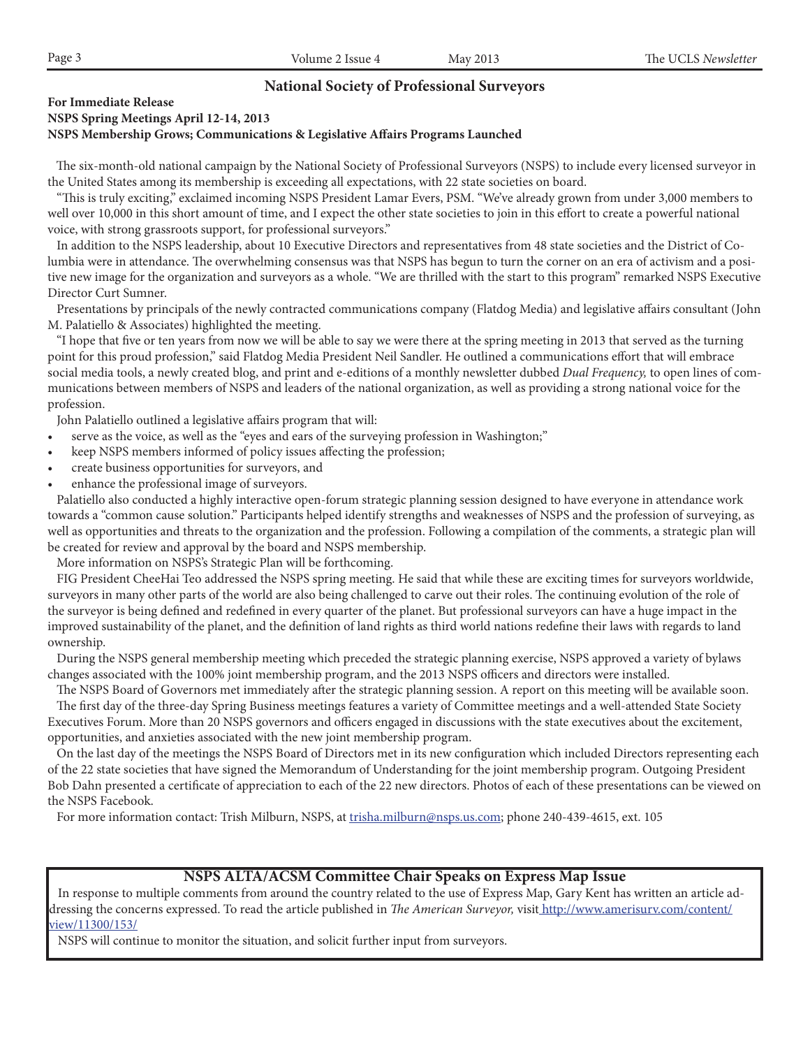## National Society of Professional Surveyors

**For Immediate Release**
**NSPS Spring Meetings April 12-14, 2013**
**NSPS Membership Grows; Communications & Legislative Affairs Programs Launched**

The six-month-old national campaign by the National Society of Professional Surveyors (NSPS) to include every licensed surveyor in the United States among its membership is exceeding all expectations, with 22 state societies on board.

"This is truly exciting," exclaimed incoming NSPS President Lamar Evers, PSM. "We've already grown from under 3,000 members to well over 10,000 in this short amount of time, and I expect the other state societies to join in this effort to create a powerful national voice, with strong grassroots support, for professional surveyors."

In addition to the NSPS leadership, about 10 Executive Directors and representatives from 48 state societies and the District of Columbia were in attendance. The overwhelming consensus was that NSPS has begun to turn the corner on an era of activism and a positive new image for the organization and surveyors as a whole. "We are thrilled with the start to this program" remarked NSPS Executive Director Curt Sumner.

Presentations by principals of the newly contracted communications company (Flatdog Media) and legislative affairs consultant (John M. Palatiello & Associates) highlighted the meeting.

"I hope that five or ten years from now we will be able to say we were there at the spring meeting in 2013 that served as the turning point for this proud profession," said Flatdog Media President Neil Sandler. He outlined a communications effort that will embrace social media tools, a newly created blog, and print and e-editions of a monthly newsletter dubbed *Dual Frequency,* to open lines of communications between members of NSPS and leaders of the national organization, as well as providing a strong national voice for the profession.

John Palatiello outlined a legislative affairs program that will:

- serve as the voice, as well as the "eyes and ears of the surveying profession in Washington;"
- keep NSPS members informed of policy issues affecting the profession;
- create business opportunities for surveyors, and
- enhance the professional image of surveyors.

Palatiello also conducted a highly interactive open-forum strategic planning session designed to have everyone in attendance work towards a "common cause solution." Participants helped identify strengths and weaknesses of NSPS and the profession of surveying, as well as opportunities and threats to the organization and the profession. Following a compilation of the comments, a strategic plan will be created for review and approval by the board and NSPS membership.

More information on NSPS's Strategic Plan will be forthcoming.

FIG President CheeHai Teo addressed the NSPS spring meeting. He said that while these are exciting times for surveyors worldwide, surveyors in many other parts of the world are also being challenged to carve out their roles. The continuing evolution of the role of the surveyor is being defined and redefined in every quarter of the planet. But professional surveyors can have a huge impact in the improved sustainability of the planet, and the definition of land rights as third world nations redefine their laws with regards to land ownership.

During the NSPS general membership meeting which preceded the strategic planning exercise, NSPS approved a variety of bylaws changes associated with the 100% joint membership program, and the 2013 NSPS officers and directors were installed.

The NSPS Board of Governors met immediately after the strategic planning session. A report on this meeting will be available soon.

The first day of the three-day Spring Business meetings features a variety of Committee meetings and a well-attended State Society Executives Forum. More than 20 NSPS governors and officers engaged in discussions with the state executives about the excitement, opportunities, and anxieties associated with the new joint membership program.

On the last day of the meetings the NSPS Board of Directors met in its new configuration which included Directors representing each of the 22 state societies that have signed the Memorandum of Understanding for the joint membership program. Outgoing President Bob Dahn presented a certificate of appreciation to each of the 22 new directors. Photos of each of these presentations can be viewed on the NSPS Facebook.

For more information contact: Trish Milburn, NSPS, at trisha.milburn@nsps.us.com; phone 240-439-4615, ext. 105

### NSPS ALTA/ACSM Committee Chair Speaks on Express Map Issue

In response to multiple comments from around the country related to the use of Express Map, Gary Kent has written an article addressing the concerns expressed. To read the article published in *The American Surveyor,* visit http://www.amerisurv.com/content/view/11300/153/

NSPS will continue to monitor the situation, and solicit further input from surveyors.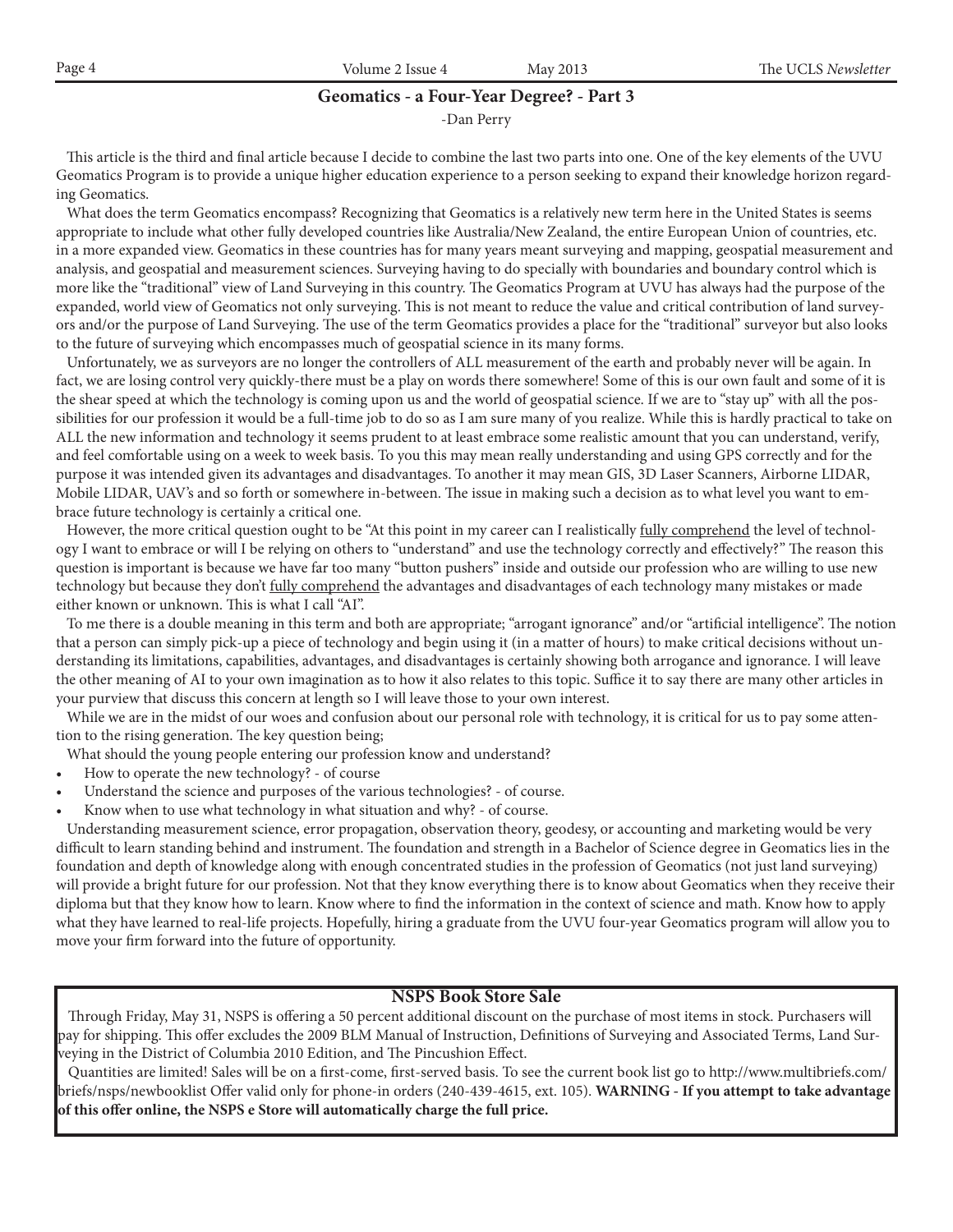## Geomatics - a Four-Year Degree? - Part 3

-Dan Perry

This article is the third and final article because I decide to combine the last two parts into one. One of the key elements of the UVU Geomatics Program is to provide a unique higher education experience to a person seeking to expand their knowledge horizon regarding Geomatics.

What does the term Geomatics encompass? Recognizing that Geomatics is a relatively new term here in the United States is seems appropriate to include what other fully developed countries like Australia/New Zealand, the entire European Union of countries, etc. in a more expanded view. Geomatics in these countries has for many years meant surveying and mapping, geospatial measurement and analysis, and geospatial and measurement sciences. Surveying having to do specially with boundaries and boundary control which is more like the "traditional" view of Land Surveying in this country. The Geomatics Program at UVU has always had the purpose of the expanded, world view of Geomatics not only surveying. This is not meant to reduce the value and critical contribution of land surveyors and/or the purpose of Land Surveying. The use of the term Geomatics provides a place for the "traditional" surveyor but also looks to the future of surveying which encompasses much of geospatial science in its many forms.

Unfortunately, we as surveyors are no longer the controllers of ALL measurement of the earth and probably never will be again. In fact, we are losing control very quickly-there must be a play on words there somewhere! Some of this is our own fault and some of it is the shear speed at which the technology is coming upon us and the world of geospatial science. If we are to "stay up" with all the possibilities for our profession it would be a full-time job to do so as I am sure many of you realize. While this is hardly practical to take on ALL the new information and technology it seems prudent to at least embrace some realistic amount that you can understand, verify, and feel comfortable using on a week to week basis. To you this may mean really understanding and using GPS correctly and for the purpose it was intended given its advantages and disadvantages. To another it may mean GIS, 3D Laser Scanners, Airborne LIDAR, Mobile LIDAR, UAV's and so forth or somewhere in-between. The issue in making such a decision as to what level you want to embrace future technology is certainly a critical one.

However, the more critical question ought to be "At this point in my career can I realistically fully comprehend the level of technology I want to embrace or will I be relying on others to "understand" and use the technology correctly and effectively?" The reason this question is important is because we have far too many "button pushers" inside and outside our profession who are willing to use new technology but because they don't fully comprehend the advantages and disadvantages of each technology many mistakes or made either known or unknown. This is what I call "AI".

To me there is a double meaning in this term and both are appropriate; "arrogant ignorance" and/or "artificial intelligence". The notion that a person can simply pick-up a piece of technology and begin using it (in a matter of hours) to make critical decisions without understanding its limitations, capabilities, advantages, and disadvantages is certainly showing both arrogance and ignorance. I will leave the other meaning of AI to your own imagination as to how it also relates to this topic. Suffice it to say there are many other articles in your purview that discuss this concern at length so I will leave those to your own interest.

While we are in the midst of our woes and confusion about our personal role with technology, it is critical for us to pay some attention to the rising generation. The key question being;

What should the young people entering our profession know and understand?

- How to operate the new technology? - of course
- Understand the science and purposes of the various technologies? - of course.
- Know when to use what technology in what situation and why? - of course.

Understanding measurement science, error propagation, observation theory, geodesy, or accounting and marketing would be very difficult to learn standing behind and instrument. The foundation and strength in a Bachelor of Science degree in Geomatics lies in the foundation and depth of knowledge along with enough concentrated studies in the profession of Geomatics (not just land surveying) will provide a bright future for our profession. Not that they know everything there is to know about Geomatics when they receive their diploma but that they know how to learn. Know where to find the information in the context of science and math. Know how to apply what they have learned to real-life projects. Hopefully, hiring a graduate from the UVU four-year Geomatics program will allow you to move your firm forward into the future of opportunity.

## NSPS Book Store Sale

Through Friday, May 31, NSPS is offering a 50 percent additional discount on the purchase of most items in stock. Purchasers will pay for shipping. This offer excludes the 2009 BLM Manual of Instruction, Definitions of Surveying and Associated Terms, Land Surveying in the District of Columbia 2010 Edition, and The Pincushion Effect.

Quantities are limited! Sales will be on a first-come, first-served basis. To see the current book list go to http://www.multibriefs.com/briefs/nsps/newbooklist Offer valid only for phone-in orders (240-439-4615, ext. 105). **WARNING - If you attempt to take advantage of this offer online, the NSPS e Store will automatically charge the full price.**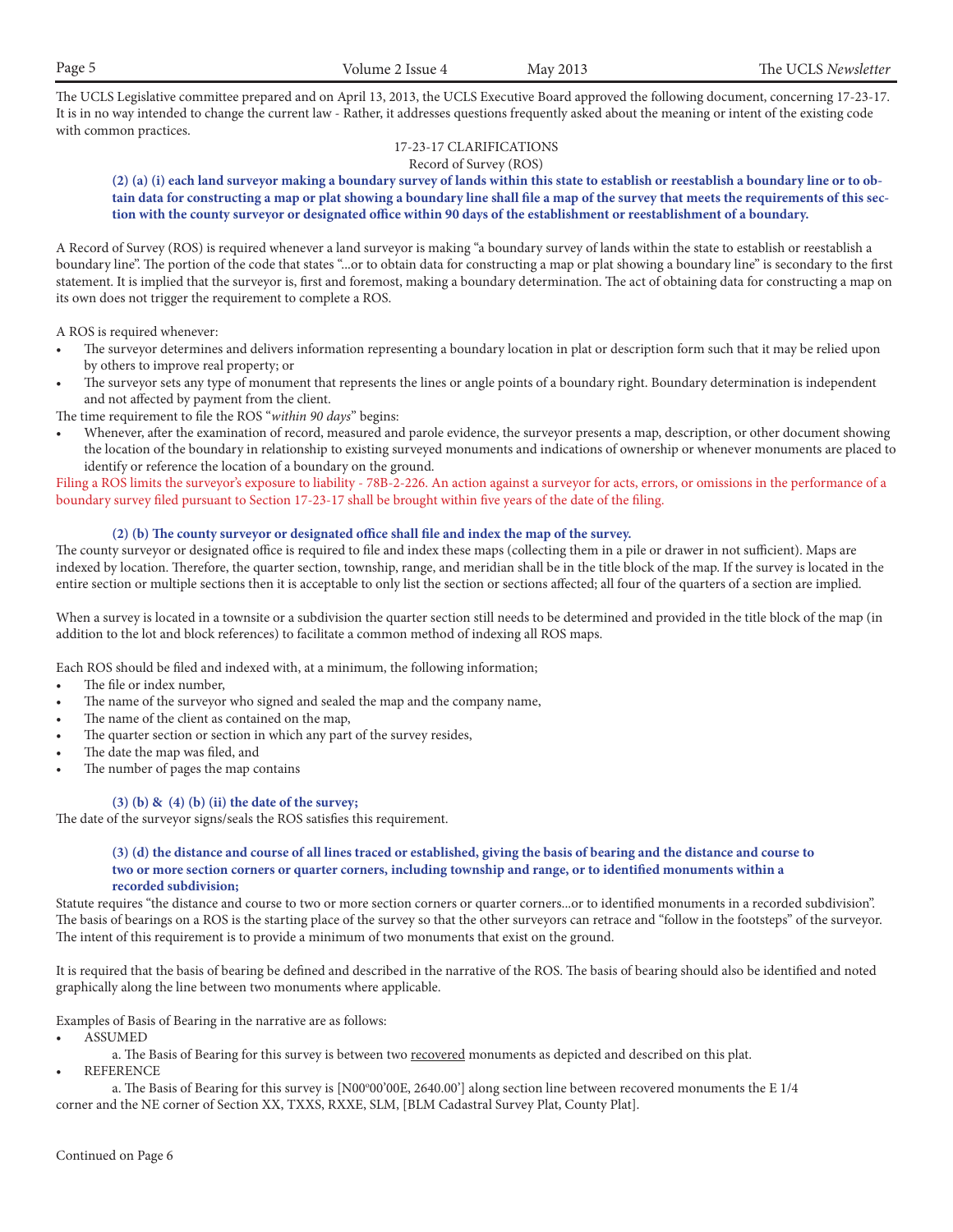The UCLS Legislative committee prepared and on April 13, 2013, the UCLS Executive Board approved the following document, concerning 17-23-17. It is in no way intended to change the current law - Rather, it addresses questions frequently asked about the meaning or intent of the existing code with common practices.

## 17-23-17 CLARIFICATIONS

### Record of Survey (ROS)

**(2) (a) (i) each land surveyor making a boundary survey of lands within this state to establish or reestablish a boundary line or to obtain data for constructing a map or plat showing a boundary line shall file a map of the survey that meets the requirements of this section with the county surveyor or designated office within 90 days of the establishment or reestablishment of a boundary.**

A Record of Survey (ROS) is required whenever a land surveyor is making "a boundary survey of lands within the state to establish or reestablish a boundary line". The portion of the code that states "...or to obtain data for constructing a map or plat showing a boundary line" is secondary to the first statement. It is implied that the surveyor is, first and foremost, making a boundary determination. The act of obtaining data for constructing a map on its own does not trigger the requirement to complete a ROS.

A ROS is required whenever:

- The surveyor determines and delivers information representing a boundary location in plat or description form such that it may be relied upon by others to improve real property; or
- The surveyor sets any type of monument that represents the lines or angle points of a boundary right. Boundary determination is independent and not affected by payment from the client.

The time requirement to file the ROS "*within 90 days*" begins:

- Whenever, after the examination of record, measured and parole evidence, the surveyor presents a map, description, or other document showing the location of the boundary in relationship to existing surveyed monuments and indications of ownership or whenever monuments are placed to identify or reference the location of a boundary on the ground.

Filing a ROS limits the surveyor's exposure to liability - 78B-2-226. An action against a surveyor for acts, errors, or omissions in the performance of a boundary survey filed pursuant to Section 17-23-17 shall be brought within five years of the date of the filing.

**(2) (b) The county surveyor or designated office shall file and index the map of the survey.**

The county surveyor or designated office is required to file and index these maps (collecting them in a pile or drawer in not sufficient). Maps are indexed by location. Therefore, the quarter section, township, range, and meridian shall be in the title block of the map. If the survey is located in the entire section or multiple sections then it is acceptable to only list the section or sections affected; all four of the quarters of a section are implied.

When a survey is located in a townsite or a subdivision the quarter section still needs to be determined and provided in the title block of the map (in addition to the lot and block references) to facilitate a common method of indexing all ROS maps.

Each ROS should be filed and indexed with, at a minimum, the following information;

- The file or index number,
- The name of the surveyor who signed and sealed the map and the company name,
- The name of the client as contained on the map,
- The quarter section or section in which any part of the survey resides,
- The date the map was filed, and
- The number of pages the map contains

**(3) (b) & (4) (b) (ii) the date of the survey;**

The date of the surveyor signs/seals the ROS satisfies this requirement.

**(3) (d) the distance and course of all lines traced or established, giving the basis of bearing and the distance and course to two or more section corners or quarter corners, including township and range, or to identified monuments within a recorded subdivision;**

Statute requires "the distance and course to two or more section corners or quarter corners...or to identified monuments in a recorded subdivision". The basis of bearings on a ROS is the starting place of the survey so that the other surveyors can retrace and "follow in the footsteps" of the surveyor. The intent of this requirement is to provide a minimum of two monuments that exist on the ground.

It is required that the basis of bearing be defined and described in the narrative of the ROS. The basis of bearing should also be identified and noted graphically along the line between two monuments where applicable.

Examples of Basis of Bearing in the narrative are as follows:

- ASSUMED
  - a. The Basis of Bearing for this survey is between two recovered monuments as depicted and described on this plat.
- REFERENCE
  - a. The Basis of Bearing for this survey is [N00°00'00E, 2640.00'] along section line between recovered monuments the E 1/4 corner and the NE corner of Section XX, TXXS, RXXE, SLM, [BLM Cadastral Survey Plat, County Plat].

Continued on Page 6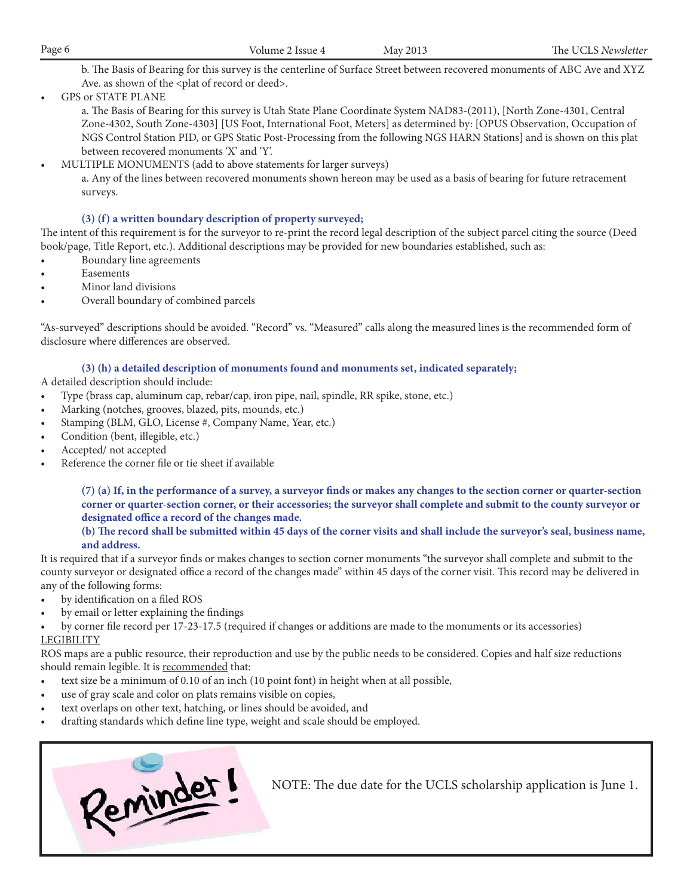b. The Basis of Bearing for this survey is the centerline of Surface Street between recovered monuments of ABC Ave and XYZ Ave. as shown of the <plat of record or deed>.

- GPS or STATE PLANE

  a. The Basis of Bearing for this survey is Utah State Plane Coordinate System NAD83-(2011), [North Zone-4301, Central Zone-4302, South Zone-4303] [US Foot, International Foot, Meters] as determined by: [OPUS Observation, Occupation of NGS Control Station PID, or GPS Static Post-Processing from the following NGS HARN Stations] and is shown on this plat between recovered monuments 'X' and 'Y'.

- MULTIPLE MONUMENTS (add to above statements for larger surveys)

  a. Any of the lines between recovered monuments shown hereon may be used as a basis of bearing for future retracement surveys.

**(3) (f) a written boundary description of property surveyed;**

The intent of this requirement is for the surveyor to re-print the record legal description of the subject parcel citing the source (Deed book/page, Title Report, etc.). Additional descriptions may be provided for new boundaries established, such as:

- Boundary line agreements
- Easements
- Minor land divisions
- Overall boundary of combined parcels

"As-surveyed" descriptions should be avoided. "Record" vs. "Measured" calls along the measured lines is the recommended form of disclosure where differences are observed.

**(3) (h) a detailed description of monuments found and monuments set, indicated separately;**

A detailed description should include:

- Type (brass cap, aluminum cap, rebar/cap, iron pipe, nail, spindle, RR spike, stone, etc.)
- Marking (notches, grooves, blazed, pits, mounds, etc.)
- Stamping (BLM, GLO, License #, Company Name, Year, etc.)
- Condition (bent, illegible, etc.)
- Accepted/ not accepted
- Reference the corner file or tie sheet if available

**(7) (a) If, in the performance of a survey, a surveyor finds or makes any changes to the section corner or quarter-section corner or quarter-section corner, or their accessories; the surveyor shall complete and submit to the county surveyor or designated office a record of the changes made.**

**(b) The record shall be submitted within 45 days of the corner visits and shall include the surveyor's seal, business name, and address.**

It is required that if a surveyor finds or makes changes to section corner monuments "the surveyor shall complete and submit to the county surveyor or designated office a record of the changes made" within 45 days of the corner visit. This record may be delivered in any of the following forms:

- by identification on a filed ROS
- by email or letter explaining the findings
- by corner file record per 17-23-17.5 (required if changes or additions are made to the monuments or its accessories)

<u>LEGIBILITY</u>

ROS maps are a public resource, their reproduction and use by the public needs to be considered. Copies and half size reductions should remain legible. It is <u>recommended</u> that:

- text size be a minimum of 0.10 of an inch (10 point font) in height when at all possible,
- use of gray scale and color on plats remains visible on copies,
- text overlaps on other text, hatching, or lines should be avoided, and
- drafting standards which define line type, weight and scale should be employed.

Reminder!

NOTE: The due date for the UCLS scholarship application is June 1.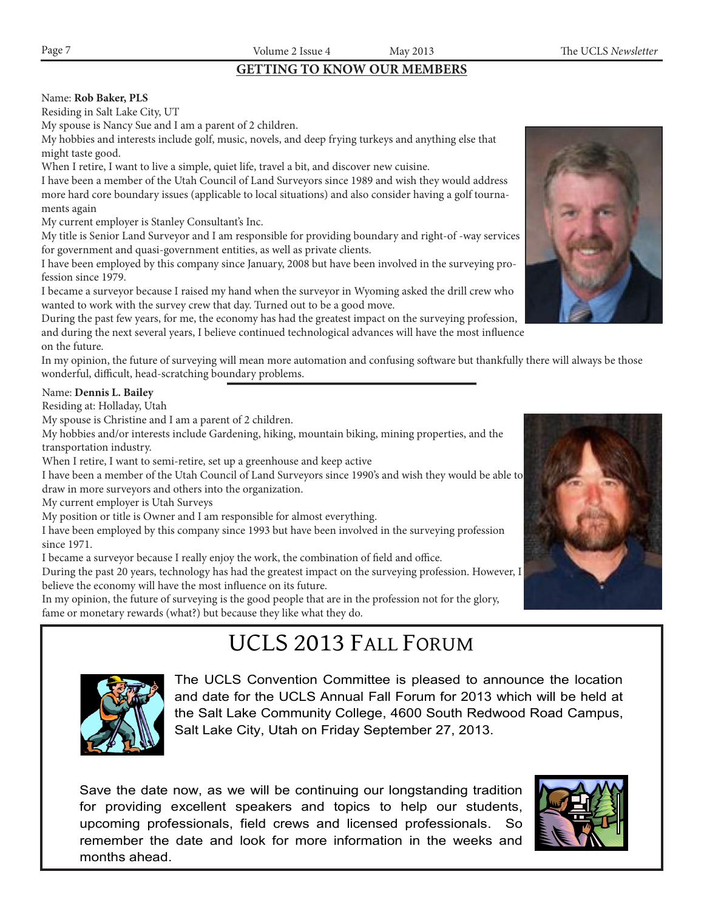## GETTING TO KNOW OUR MEMBERS

Name: **Rob Baker, PLS**

Residing in Salt Lake City, UT

My spouse is Nancy Sue and I am a parent of 2 children.

My hobbies and interests include golf, music, novels, and deep frying turkeys and anything else that might taste good.

When I retire, I want to live a simple, quiet life, travel a bit, and discover new cuisine.

I have been a member of the Utah Council of Land Surveyors since 1989 and wish they would address more hard core boundary issues (applicable to local situations) and also consider having a golf tournaments again

My current employer is Stanley Consultant's Inc.

My title is Senior Land Surveyor and I am responsible for providing boundary and right-of -way services for government and quasi-government entities, as well as private clients.

I have been employed by this company since January, 2008 but have been involved in the surveying profession since 1979.

I became a surveyor because I raised my hand when the surveyor in Wyoming asked the drill crew who wanted to work with the survey crew that day. Turned out to be a good move.

During the past few years, for me, the economy has had the greatest impact on the surveying profession, and during the next several years, I believe continued technological advances will have the most influence on the future.

In my opinion, the future of surveying will mean more automation and confusing software but thankfully there will always be those wonderful, difficult, head-scratching boundary problems.

---

Name: **Dennis L. Bailey**

Residing at: Holladay, Utah

My spouse is Christine and I am a parent of 2 children.

My hobbies and/or interests include Gardening, hiking, mountain biking, mining properties, and the transportation industry.

When I retire, I want to semi-retire, set up a greenhouse and keep active

I have been a member of the Utah Council of Land Surveyors since 1990's and wish they would be able to draw in more surveyors and others into the organization.

My current employer is Utah Surveys

My position or title is Owner and I am responsible for almost everything.

I have been employed by this company since 1993 but have been involved in the surveying profession since 1971.

I became a surveyor because I really enjoy the work, the combination of field and office.

During the past 20 years, technology has had the greatest impact on the surveying profession. However, I believe the economy will have the most influence on its future.

In my opinion, the future of surveying is the good people that are in the profession not for the glory, fame or monetary rewards (what?) but because they like what they do.

# UCLS 2013 Fall Forum

The UCLS Convention Committee is pleased to announce the location and date for the UCLS Annual Fall Forum for 2013 which will be held at the Salt Lake Community College, 4600 South Redwood Road Campus, Salt Lake City, Utah on Friday September 27, 2013.

Save the date now, as we will be continuing our longstanding tradition for providing excellent speakers and topics to help our students, upcoming professionals, field crews and licensed professionals. So remember the date and look for more information in the weeks and months ahead.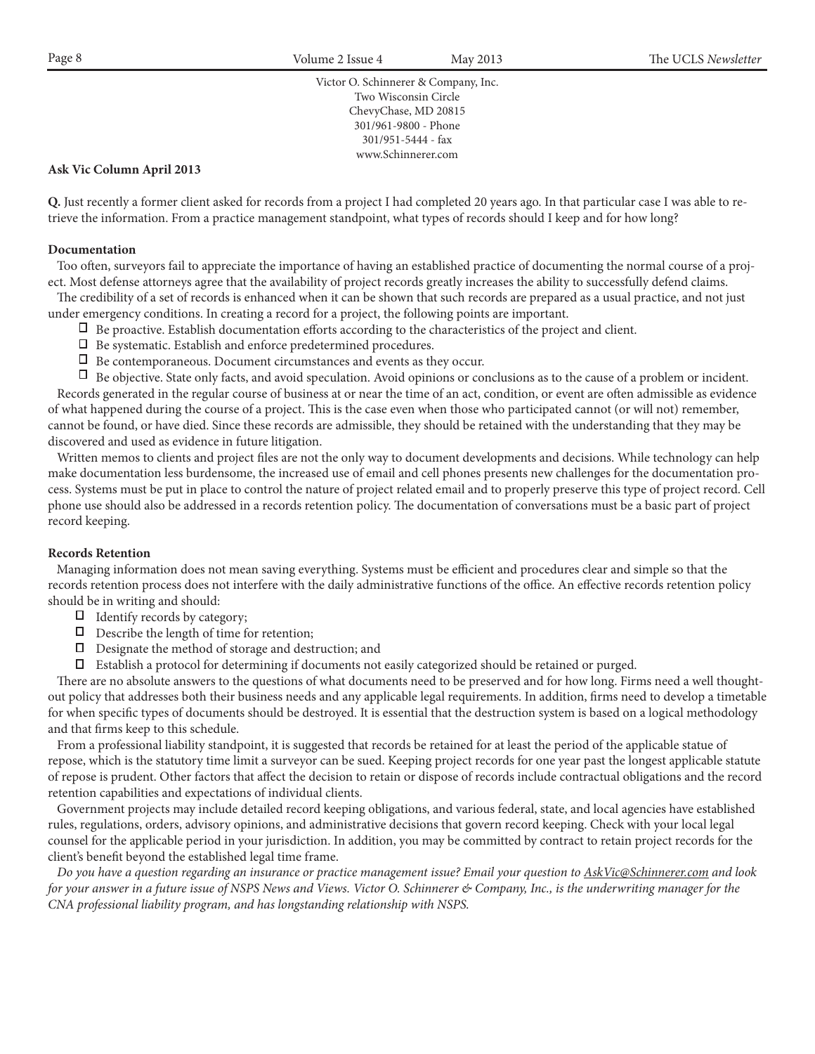Victor O. Schinnerer & Company, Inc.
Two Wisconsin Circle
ChevyChase, MD 20815
301/961-9800 - Phone
301/951-5444 - fax
www.Schinnerer.com

**Ask Vic Column April 2013**

**Q.** Just recently a former client asked for records from a project I had completed 20 years ago. In that particular case I was able to retrieve the information. From a practice management standpoint, what types of records should I keep and for how long?

**Documentation**

Too often, surveyors fail to appreciate the importance of having an established practice of documenting the normal course of a project. Most defense attorneys agree that the availability of project records greatly increases the ability to successfully defend claims.

The credibility of a set of records is enhanced when it can be shown that such records are prepared as a usual practice, and not just under emergency conditions. In creating a record for a project, the following points are important.

- Be proactive. Establish documentation efforts according to the characteristics of the project and client.
- Be systematic. Establish and enforce predetermined procedures.
- Be contemporaneous. Document circumstances and events as they occur.
- Be objective. State only facts, and avoid speculation. Avoid opinions or conclusions as to the cause of a problem or incident.

Records generated in the regular course of business at or near the time of an act, condition, or event are often admissible as evidence of what happened during the course of a project. This is the case even when those who participated cannot (or will not) remember, cannot be found, or have died. Since these records are admissible, they should be retained with the understanding that they may be discovered and used as evidence in future litigation.

Written memos to clients and project files are not the only way to document developments and decisions. While technology can help make documentation less burdensome, the increased use of email and cell phones presents new challenges for the documentation process. Systems must be put in place to control the nature of project related email and to properly preserve this type of project record. Cell phone use should also be addressed in a records retention policy. The documentation of conversations must be a basic part of project record keeping.

**Records Retention**

Managing information does not mean saving everything. Systems must be efficient and procedures clear and simple so that the records retention process does not interfere with the daily administrative functions of the office. An effective records retention policy should be in writing and should:

- Identify records by category;
- Describe the length of time for retention;
- Designate the method of storage and destruction; and
- Establish a protocol for determining if documents not easily categorized should be retained or purged.

There are no absolute answers to the questions of what documents need to be preserved and for how long. Firms need a well thought-out policy that addresses both their business needs and any applicable legal requirements. In addition, firms need to develop a timetable for when specific types of documents should be destroyed. It is essential that the destruction system is based on a logical methodology and that firms keep to this schedule.

From a professional liability standpoint, it is suggested that records be retained for at least the period of the applicable statue of repose, which is the statutory time limit a surveyor can be sued. Keeping project records for one year past the longest applicable statute of repose is prudent. Other factors that affect the decision to retain or dispose of records include contractual obligations and the record retention capabilities and expectations of individual clients.

Government projects may include detailed record keeping obligations, and various federal, state, and local agencies have established rules, regulations, orders, advisory opinions, and administrative decisions that govern record keeping. Check with your local legal counsel for the applicable period in your jurisdiction. In addition, you may be committed by contract to retain project records for the client's benefit beyond the established legal time frame.

*Do you have a question regarding an insurance or practice management issue? Email your question to AskVic@Schinnerer.com and look for your answer in a future issue of NSPS News and Views. Victor O. Schinnerer & Company, Inc., is the underwriting manager for the CNA professional liability program, and has longstanding relationship with NSPS.*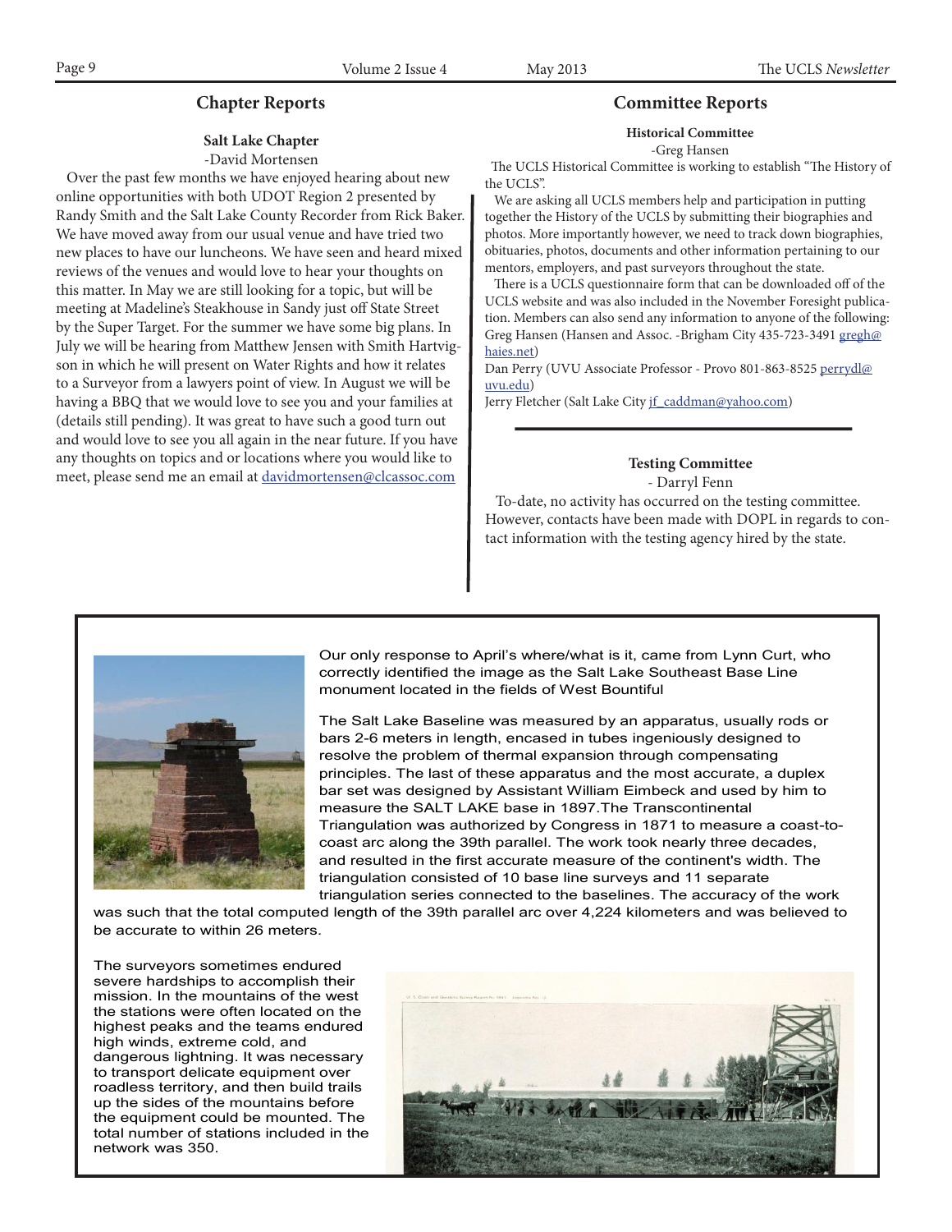## Chapter Reports

### Salt Lake Chapter

-David Mortensen

Over the past few months we have enjoyed hearing about new online opportunities with both UDOT Region 2 presented by Randy Smith and the Salt Lake County Recorder from Rick Baker. We have moved away from our usual venue and have tried two new places to have our luncheons. We have seen and heard mixed reviews of the venues and would love to hear your thoughts on this matter. In May we are still looking for a topic, but will be meeting at Madeline's Steakhouse in Sandy just off State Street by the Super Target. For the summer we have some big plans. In July we will be hearing from Matthew Jensen with Smith Hartvigson in which he will present on Water Rights and how it relates to a Surveyor from a lawyers point of view. In August we will be having a BBQ that we would love to see you and your families at (details still pending). It was great to have such a good turn out and would love to see you all again in the near future. If you have any thoughts on topics and or locations where you would like to meet, please send me an email at davidmortensen@clcassoc.com

## Committee Reports

### Historical Committee

-Greg Hansen

The UCLS Historical Committee is working to establish "The History of the UCLS".

We are asking all UCLS members help and participation in putting together the History of the UCLS by submitting their biographies and photos. More importantly however, we need to track down biographies, obituaries, photos, documents and other information pertaining to our mentors, employers, and past surveyors throughout the state.

There is a UCLS questionnaire form that can be downloaded off of the UCLS website and was also included in the November Foresight publication. Members can also send any information to anyone of the following:

Greg Hansen (Hansen and Assoc. -Brigham City 435-723-3491 gregh@haies.net)

Dan Perry (UVU Associate Professor - Provo 801-863-8525 perrydl@uvu.edu)

Jerry Fletcher (Salt Lake City jf_caddman@yahoo.com)

### Testing Committee

- Darryl Fenn

To-date, no activity has occurred on the testing committee. However, contacts have been made with DOPL in regards to contact information with the testing agency hired by the state.

---

Our only response to April's where/what is it, came from Lynn Curt, who correctly identified the image as the Salt Lake Southeast Base Line monument located in the fields of West Bountiful

The Salt Lake Baseline was measured by an apparatus, usually rods or bars 2-6 meters in length, encased in tubes ingeniously designed to resolve the problem of thermal expansion through compensating principles. The last of these apparatus and the most accurate, a duplex bar set was designed by Assistant William Eimbeck and used by him to measure the SALT LAKE base in 1897.The Transcontinental Triangulation was authorized by Congress in 1871 to measure a coast-to-coast arc along the 39th parallel. The work took nearly three decades, and resulted in the first accurate measure of the continent's width. The triangulation consisted of 10 base line surveys and 11 separate triangulation series connected to the baselines. The accuracy of the work was such that the total computed length of the 39th parallel arc over 4,224 kilometers and was believed to be accurate to within 26 meters.

The surveyors sometimes endured severe hardships to accomplish their mission. In the mountains of the west the stations were often located on the highest peaks and the teams endured high winds, extreme cold, and dangerous lightning. It was necessary to transport delicate equipment over roadless territory, and then build trails up the sides of the mountains before the equipment could be mounted. The total number of stations included in the network was 350.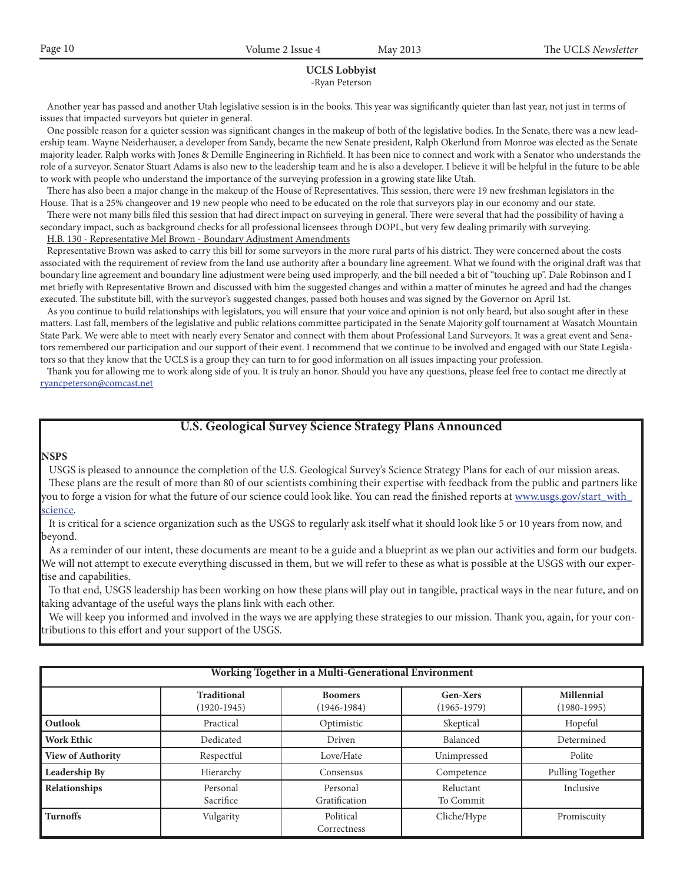## UCLS Lobbyist

-Ryan Peterson

Another year has passed and another Utah legislative session is in the books. This year was significantly quieter than last year, not just in terms of issues that impacted surveyors but quieter in general.

One possible reason for a quieter session was significant changes in the makeup of both of the legislative bodies. In the Senate, there was a new leadership team. Wayne Neiderhauser, a developer from Sandy, became the new Senate president, Ralph Okerlund from Monroe was elected as the Senate majority leader. Ralph works with Jones & Demille Engineering in Richfield. It has been nice to connect and work with a Senator who understands the role of a surveyor. Senator Stuart Adams is also new to the leadership team and he is also a developer. I believe it will be helpful in the future to be able to work with people who understand the importance of the surveying profession in a growing state like Utah.

There has also been a major change in the makeup of the House of Representatives. This session, there were 19 new freshman legislators in the House. That is a 25% changeover and 19 new people who need to be educated on the role that surveyors play in our economy and our state.

There were not many bills filed this session that had direct impact on surveying in general. There were several that had the possibility of having a secondary impact, such as background checks for all professional licensees through DOPL, but very few dealing primarily with surveying.

H.B. 130 - Representative Mel Brown - Boundary Adjustment Amendments

Representative Brown was asked to carry this bill for some surveyors in the more rural parts of his district. They were concerned about the costs associated with the requirement of review from the land use authority after a boundary line agreement. What we found with the original draft was that boundary line agreement and boundary line adjustment were being used improperly, and the bill needed a bit of "touching up". Dale Robinson and I met briefly with Representative Brown and discussed with him the suggested changes and within a matter of minutes he agreed and had the changes executed. The substitute bill, with the surveyor's suggested changes, passed both houses and was signed by the Governor on April 1st.

As you continue to build relationships with legislators, you will ensure that your voice and opinion is not only heard, but also sought after in these matters. Last fall, members of the legislative and public relations committee participated in the Senate Majority golf tournament at Wasatch Mountain State Park. We were able to meet with nearly every Senator and connect with them about Professional Land Surveyors. It was a great event and Senators remembered our participation and our support of their event. I recommend that we continue to be involved and engaged with our State Legislators so that they know that the UCLS is a group they can turn to for good information on all issues impacting your profession.

Thank you for allowing me to work along side of you. It is truly an honor. Should you have any questions, please feel free to contact me directly at ryancpeterson@comcast.net

## U.S. Geological Survey Science Strategy Plans Announced

**NSPS**

USGS is pleased to announce the completion of the U.S. Geological Survey's Science Strategy Plans for each of our mission areas.

These plans are the result of more than 80 of our scientists combining their expertise with feedback from the public and partners like you to forge a vision for what the future of our science could look like. You can read the finished reports at www.usgs.gov/start_with_science.

It is critical for a science organization such as the USGS to regularly ask itself what it should look like 5 or 10 years from now, and beyond.

As a reminder of our intent, these documents are meant to be a guide and a blueprint as we plan our activities and form our budgets. We will not attempt to execute everything discussed in them, but we will refer to these as what is possible at the USGS with our expertise and capabilities.

To that end, USGS leadership has been working on how these plans will play out in tangible, practical ways in the near future, and on taking advantage of the useful ways the plans link with each other.

We will keep you informed and involved in the ways we are applying these strategies to our mission. Thank you, again, for your contributions to this effort and your support of the USGS.

**Working Together in a Multi-Generational Environment**

| | Traditional (1920-1945) | Boomers (1946-1984) | Gen-Xers (1965-1979) | Millennial (1980-1995) |
|---|---|---|---|---|
| **Outlook** | Practical | Optimistic | Skeptical | Hopeful |
| **Work Ethic** | Dedicated | Driven | Balanced | Determined |
| **View of Authority** | Respectful | Love/Hate | Unimpressed | Polite |
| **Leadership By** | Hierarchy | Consensus | Competence | Pulling Together |
| **Relationships** | Personal Sacrifice | Personal Gratification | Reluctant To Commit | Inclusive |
| **Turnoffs** | Vulgarity | Political Correctness | Cliche/Hype | Promiscuity |